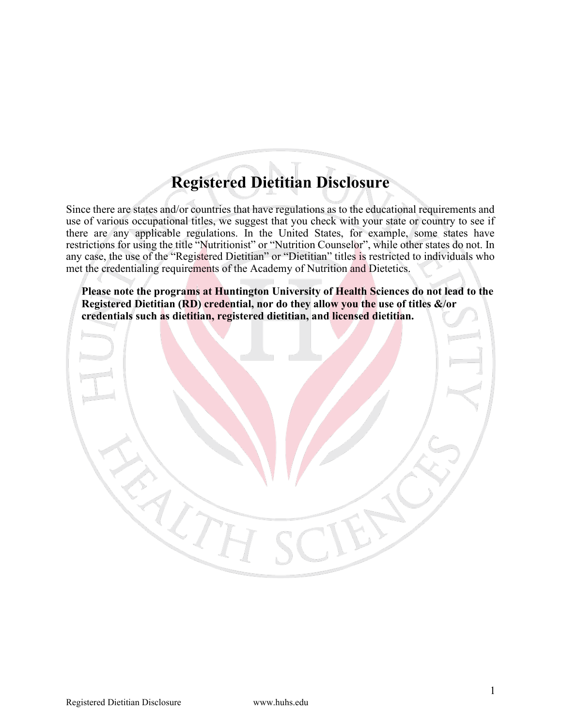# Registered Dietitian Disclosure

Since there are states and/or countries that have regulations as to the educational requirements and use of various occupational titles, we suggest that you check with your state or country to see if there are any applicable regulations. In the United States, for example, some states have restrictions for using the title "Nutritionist" or "Nutrition Counselor", while other states do not. In any case, the use of the "Registered Dietitian" or "Dietitian" titles is restricted to individuals who met the credentialing requirements of the Academy of Nutrition and Dietetics.

**Please note the programs at Huntington University of Health Sciences do not lead to the Registered Dietitian (RD) credential, nor do they allow you the use of titles &/or credentials such as dietitian, registered dietitian, and licensed dietitian.**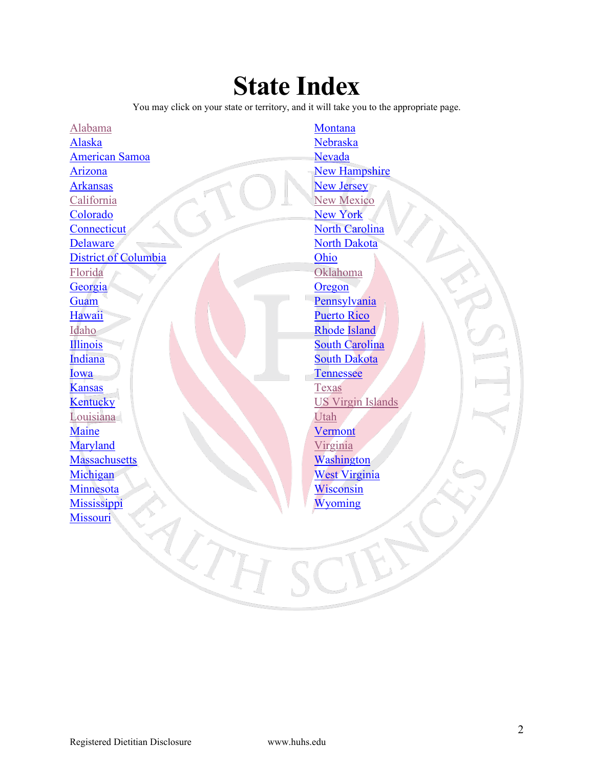# State Index

You may click on your state or territory, and it will take you to the appropriate page.

- Alabama
- Alaska
- American Samoa
- Arizona
- Arkansas
- California
- Colorado
- Connecticut
- Delaware
- District of Columbia
- Florida
- Georgia
- Guam
- Hawaii
- Idaho
- Illinois
- Indiana
- Iowa
- Kansas
- Kentucky
- Louisiana
- Maine
- Maryland
- Massachusetts
- Michigan
- Minnesota
- Mississippi
- Missouri
- Montana
- Nebraska
- Nevada
- New Hampshire
- New Jersey
- New Mexico
- New York
- North Carolina
- North Dakota
- Ohio
- Oklahoma
- Oregon
- Pennsylvania
- Puerto Rico
- Rhode Island
- South Carolina
- South Dakota
- Tennessee
- Texas
- US Virgin Islands
- Utah
- Vermont
- Virginia
- Washington
- West Virginia
- Wisconsin
- Wyoming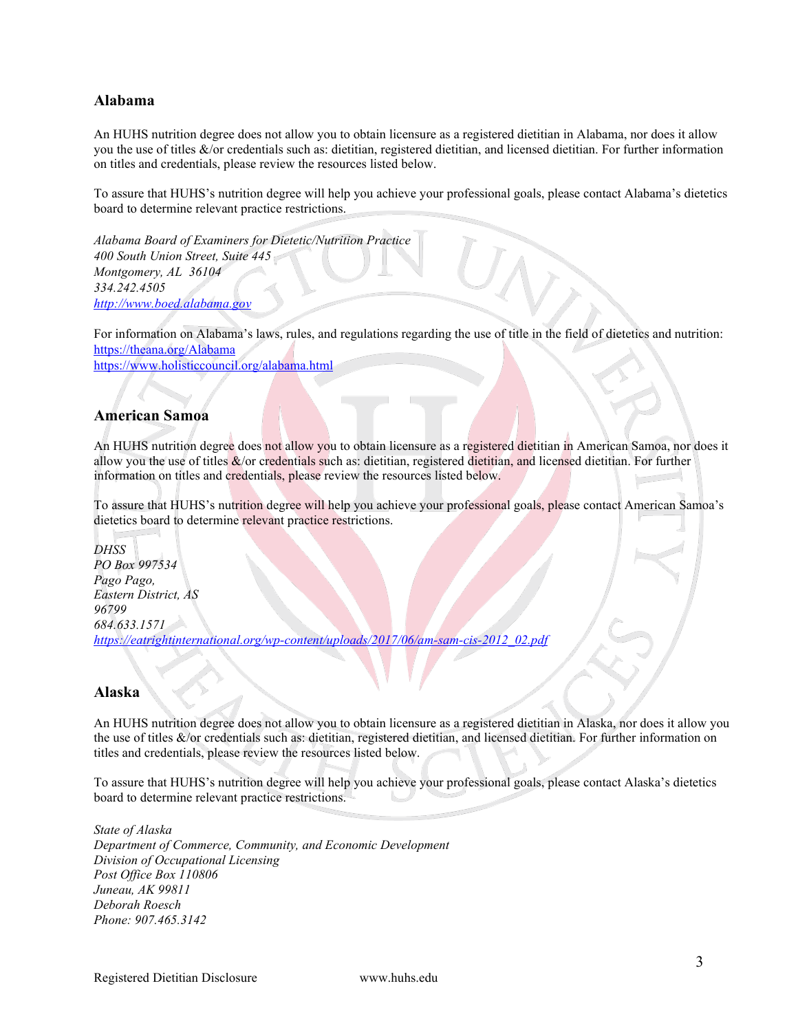## Alabama

An HUHS nutrition degree does not allow you to obtain licensure as a registered dietitian in Alabama, nor does it allow you the use of titles &/or credentials such as: dietitian, registered dietitian, and licensed dietitian. For further information on titles and credentials, please review the resources listed below.

To assure that HUHS's nutrition degree will help you achieve your professional goals, please contact Alabama's dietetics board to determine relevant practice restrictions.

*Alabama Board of Examiners for Dietetic/Nutrition Practice*
*400 South Union Street, Suite 445*
*Montgomery, AL 36104*
*334.242.4505*
*http://www.boed.alabama.gov*

For information on Alabama's laws, rules, and regulations regarding the use of title in the field of dietetics and nutrition:
https://theana.org/Alabama
https://www.holisticcouncil.org/alabama.html

## American Samoa

An HUHS nutrition degree does not allow you to obtain licensure as a registered dietitian in American Samoa, nor does it allow you the use of titles &/or credentials such as: dietitian, registered dietitian, and licensed dietitian. For further information on titles and credentials, please review the resources listed below.

To assure that HUHS's nutrition degree will help you achieve your professional goals, please contact American Samoa's dietetics board to determine relevant practice restrictions.

*DHSS*
*PO Box 997534*
*Pago Pago,*
*Eastern District, AS*
*96799*
*684.633.1571*
*https://eatrightinternational.org/wp-content/uploads/2017/06/am-sam-cis-2012_02.pdf*

## Alaska

An HUHS nutrition degree does not allow you to obtain licensure as a registered dietitian in Alaska, nor does it allow you the use of titles &/or credentials such as: dietitian, registered dietitian, and licensed dietitian. For further information on titles and credentials, please review the resources listed below.

To assure that HUHS's nutrition degree will help you achieve your professional goals, please contact Alaska's dietetics board to determine relevant practice restrictions.

*State of Alaska*
*Department of Commerce, Community, and Economic Development*
*Division of Occupational Licensing*
*Post Office Box 110806*
*Juneau, AK 99811*
*Deborah Roesch*
*Phone: 907.465.3142*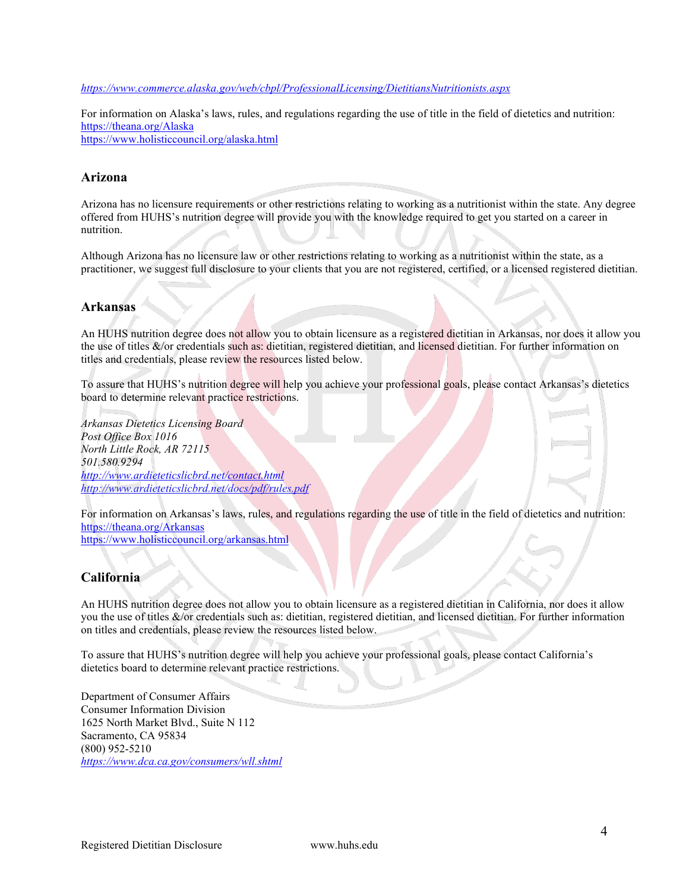*https://www.commerce.alaska.gov/web/cbpl/ProfessionalLicensing/DietitiansNutritionists.aspx*

For information on Alaska's laws, rules, and regulations regarding the use of title in the field of dietetics and nutrition:
https://theana.org/Alaska
https://www.holisticcouncil.org/alaska.html

## Arizona

Arizona has no licensure requirements or other restrictions relating to working as a nutritionist within the state. Any degree offered from HUHS's nutrition degree will provide you with the knowledge required to get you started on a career in nutrition.

Although Arizona has no licensure law or other restrictions relating to working as a nutritionist within the state, as a practitioner, we suggest full disclosure to your clients that you are not registered, certified, or a licensed registered dietitian.

## Arkansas

An HUHS nutrition degree does not allow you to obtain licensure as a registered dietitian in Arkansas, nor does it allow you the use of titles &/or credentials such as: dietitian, registered dietitian, and licensed dietitian. For further information on titles and credentials, please review the resources listed below.

To assure that HUHS's nutrition degree will help you achieve your professional goals, please contact Arkansas's dietetics board to determine relevant practice restrictions.

*Arkansas Dietetics Licensing Board*
*Post Office Box 1016*
*North Little Rock, AR 72115*
*501.580.9294*
*http://www.ardieteticslicbrd.net/contact.html*
*http://www.ardieteticslicbrd.net/docs/pdf/rules.pdf*

For information on Arkansas's laws, rules, and regulations regarding the use of title in the field of dietetics and nutrition:
https://theana.org/Arkansas
https://www.holisticcouncil.org/arkansas.html

## California

An HUHS nutrition degree does not allow you to obtain licensure as a registered dietitian in California, nor does it allow you the use of titles &/or credentials such as: dietitian, registered dietitian, and licensed dietitian. For further information on titles and credentials, please review the resources listed below.

To assure that HUHS's nutrition degree will help you achieve your professional goals, please contact California's dietetics board to determine relevant practice restrictions.

Department of Consumer Affairs
Consumer Information Division
1625 North Market Blvd., Suite N 112
Sacramento, CA 95834
(800) 952-5210
*https://www.dca.ca.gov/consumers/wll.shtml*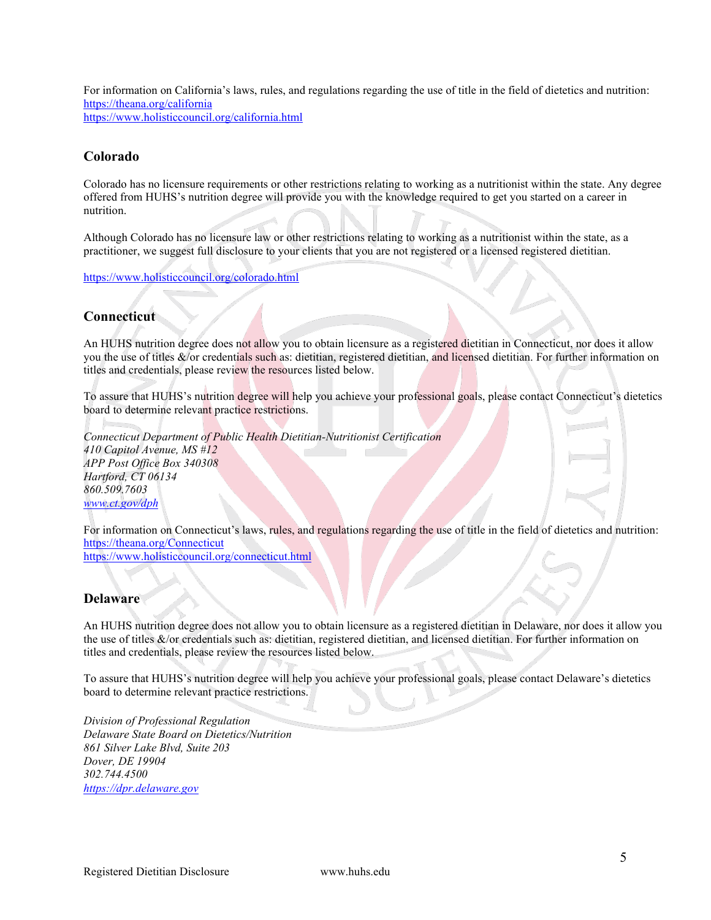For information on California's laws, rules, and regulations regarding the use of title in the field of dietetics and nutrition:
https://theana.org/california
https://www.holisticcouncil.org/california.html

## Colorado

Colorado has no licensure requirements or other restrictions relating to working as a nutritionist within the state. Any degree offered from HUHS's nutrition degree will provide you with the knowledge required to get you started on a career in nutrition.

Although Colorado has no licensure law or other restrictions relating to working as a nutritionist within the state, as a practitioner, we suggest full disclosure to your clients that you are not registered or a licensed registered dietitian.

https://www.holisticcouncil.org/colorado.html

## Connecticut

An HUHS nutrition degree does not allow you to obtain licensure as a registered dietitian in Connecticut, nor does it allow you the use of titles &/or credentials such as: dietitian, registered dietitian, and licensed dietitian. For further information on titles and credentials, please review the resources listed below.

To assure that HUHS's nutrition degree will help you achieve your professional goals, please contact Connecticut's dietetics board to determine relevant practice restrictions.

*Connecticut Department of Public Health Dietitian-Nutritionist Certification*
*410 Capitol Avenue, MS #12*
*APP Post Office Box 340308*
*Hartford, CT 06134*
*860.509.7603*
*www.ct.gov/dph*

For information on Connecticut's laws, rules, and regulations regarding the use of title in the field of dietetics and nutrition:
https://theana.org/Connecticut
https://www.holisticcouncil.org/connecticut.html

## Delaware

An HUHS nutrition degree does not allow you to obtain licensure as a registered dietitian in Delaware, nor does it allow you the use of titles &/or credentials such as: dietitian, registered dietitian, and licensed dietitian. For further information on titles and credentials, please review the resources listed below.

To assure that HUHS's nutrition degree will help you achieve your professional goals, please contact Delaware's dietetics board to determine relevant practice restrictions.

*Division of Professional Regulation*
*Delaware State Board on Dietetics/Nutrition*
*861 Silver Lake Blvd, Suite 203*
*Dover, DE 19904*
*302.744.4500*
*https://dpr.delaware.gov*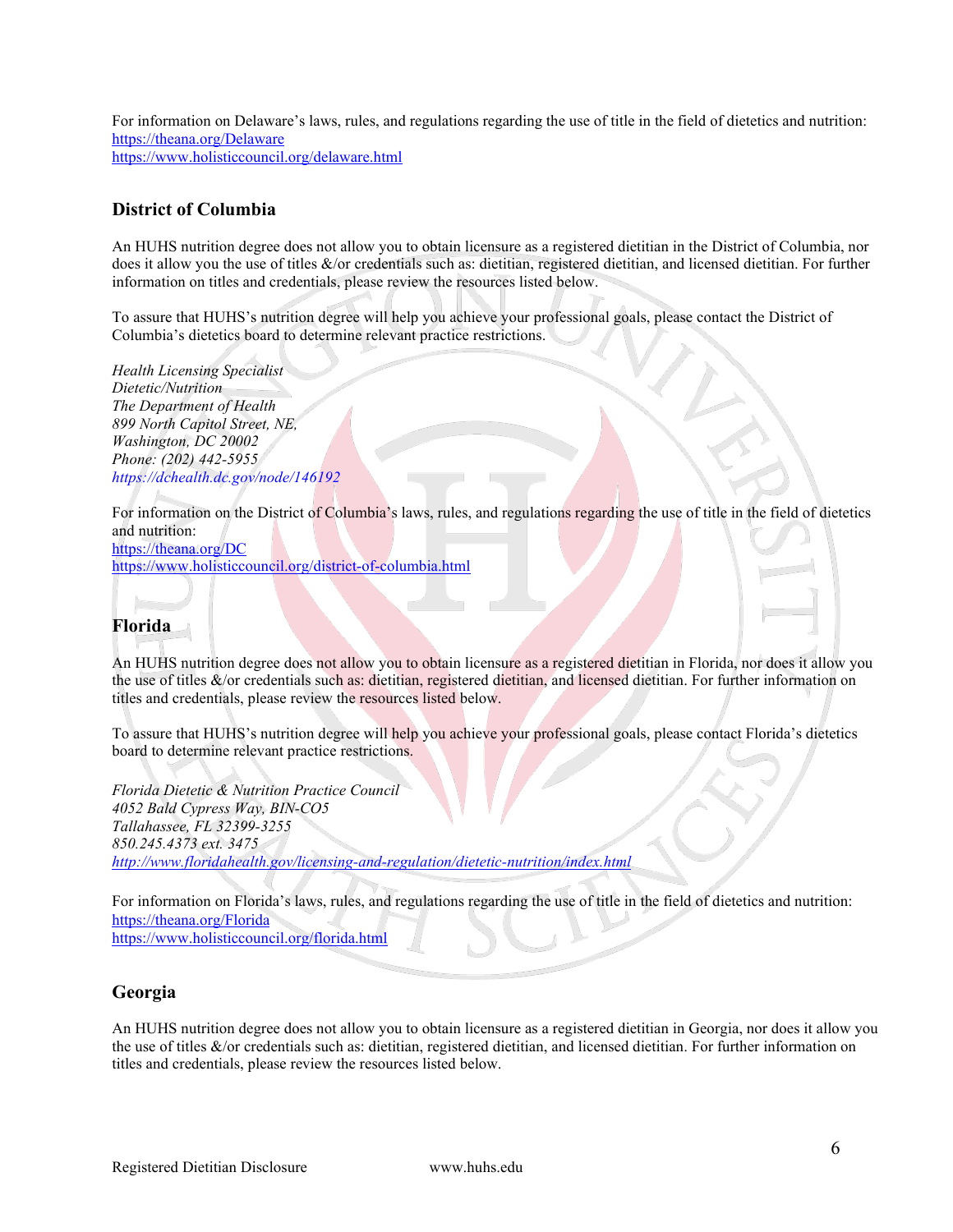For information on Delaware's laws, rules, and regulations regarding the use of title in the field of dietetics and nutrition:
https://theana.org/Delaware
https://www.holisticcouncil.org/delaware.html

## District of Columbia

An HUHS nutrition degree does not allow you to obtain licensure as a registered dietitian in the District of Columbia, nor does it allow you the use of titles &/or credentials such as: dietitian, registered dietitian, and licensed dietitian. For further information on titles and credentials, please review the resources listed below.

To assure that HUHS's nutrition degree will help you achieve your professional goals, please contact the District of Columbia's dietetics board to determine relevant practice restrictions.

*Health Licensing Specialist*
*Dietetic/Nutrition*
*The Department of Health*
*899 North Capitol Street, NE,*
*Washington, DC 20002*
*Phone: (202) 442-5955*
*https://dchealth.dc.gov/node/146192*

For information on the District of Columbia's laws, rules, and regulations regarding the use of title in the field of dietetics and nutrition:
https://theana.org/DC
https://www.holisticcouncil.org/district-of-columbia.html

## Florida

An HUHS nutrition degree does not allow you to obtain licensure as a registered dietitian in Florida, nor does it allow you the use of titles &/or credentials such as: dietitian, registered dietitian, and licensed dietitian. For further information on titles and credentials, please review the resources listed below.

To assure that HUHS's nutrition degree will help you achieve your professional goals, please contact Florida's dietetics board to determine relevant practice restrictions.

*Florida Dietetic & Nutrition Practice Council*
*4052 Bald Cypress Way, BIN-CO5*
*Tallahassee, FL 32399-3255*
*850.245.4373 ext. 3475*
*http://www.floridahealth.gov/licensing-and-regulation/dietetic-nutrition/index.html*

For information on Florida's laws, rules, and regulations regarding the use of title in the field of dietetics and nutrition:
https://theana.org/Florida
https://www.holisticcouncil.org/florida.html

## Georgia

An HUHS nutrition degree does not allow you to obtain licensure as a registered dietitian in Georgia, nor does it allow you the use of titles &/or credentials such as: dietitian, registered dietitian, and licensed dietitian. For further information on titles and credentials, please review the resources listed below.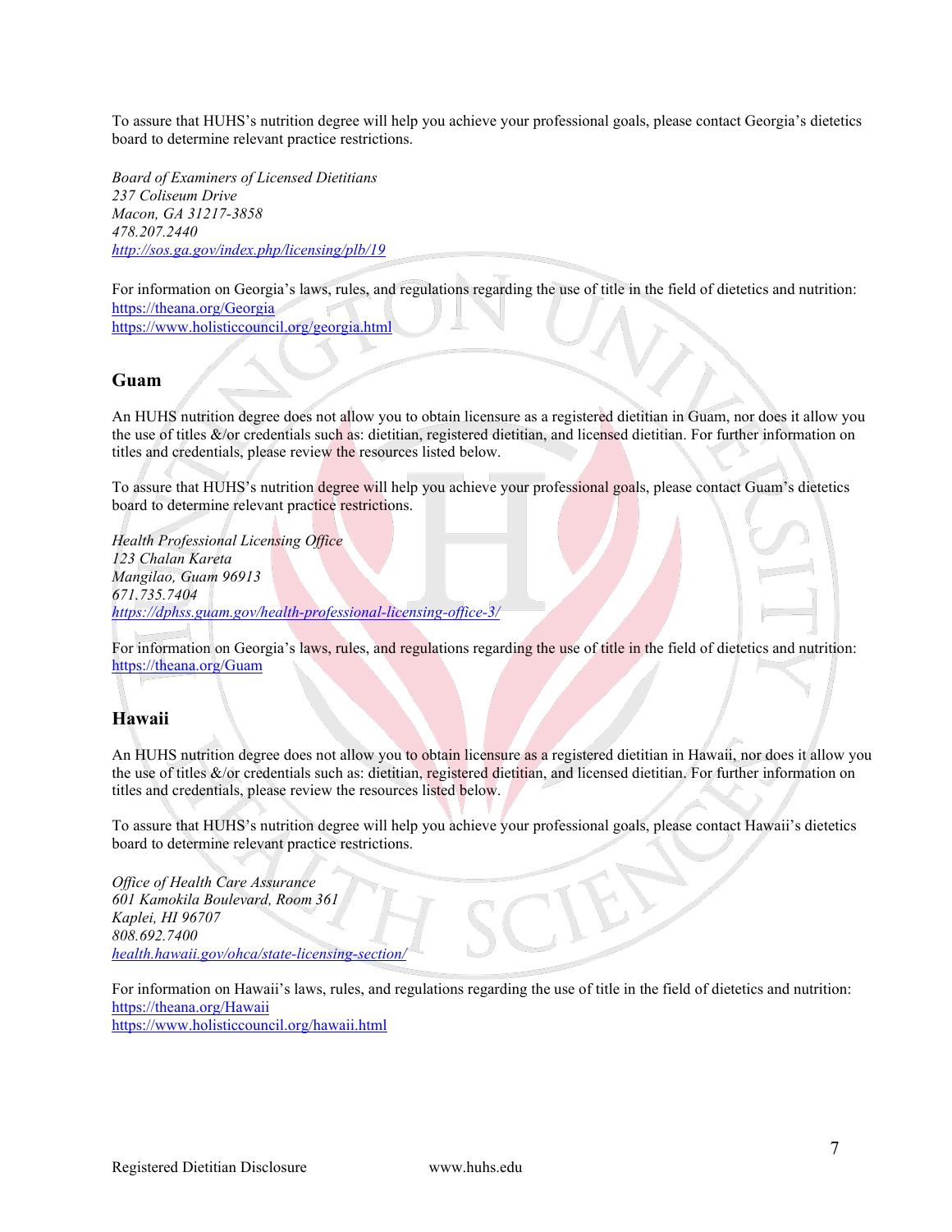To assure that HUHS's nutrition degree will help you achieve your professional goals, please contact Georgia's dietetics board to determine relevant practice restrictions.

*Board of Examiners of Licensed Dietitians*
*237 Coliseum Drive*
*Macon, GA 31217-3858*
*478.207.2440*
*http://sos.ga.gov/index.php/licensing/plb/19*

For information on Georgia's laws, rules, and regulations regarding the use of title in the field of dietetics and nutrition:
https://theana.org/Georgia
https://www.holisticcouncil.org/georgia.html

## Guam

An HUHS nutrition degree does not allow you to obtain licensure as a registered dietitian in Guam, nor does it allow you the use of titles &/or credentials such as: dietitian, registered dietitian, and licensed dietitian. For further information on titles and credentials, please review the resources listed below.

To assure that HUHS's nutrition degree will help you achieve your professional goals, please contact Guam's dietetics board to determine relevant practice restrictions.

*Health Professional Licensing Office*
*123 Chalan Kareta*
*Mangilao, Guam 96913*
*671.735.7404*
*https://dphss.guam.gov/health-professional-licensing-office-3/*

For information on Georgia's laws, rules, and regulations regarding the use of title in the field of dietetics and nutrition:
https://theana.org/Guam

## Hawaii

An HUHS nutrition degree does not allow you to obtain licensure as a registered dietitian in Hawaii, nor does it allow you the use of titles &/or credentials such as: dietitian, registered dietitian, and licensed dietitian. For further information on titles and credentials, please review the resources listed below.

To assure that HUHS's nutrition degree will help you achieve your professional goals, please contact Hawaii's dietetics board to determine relevant practice restrictions.

*Office of Health Care Assurance*
*601 Kamokila Boulevard, Room 361*
*Kaplei, HI 96707*
*808.692.7400*
*health.hawaii.gov/ohca/state-licensing-section/*

For information on Hawaii's laws, rules, and regulations regarding the use of title in the field of dietetics and nutrition:
https://theana.org/Hawaii
https://www.holisticcouncil.org/hawaii.html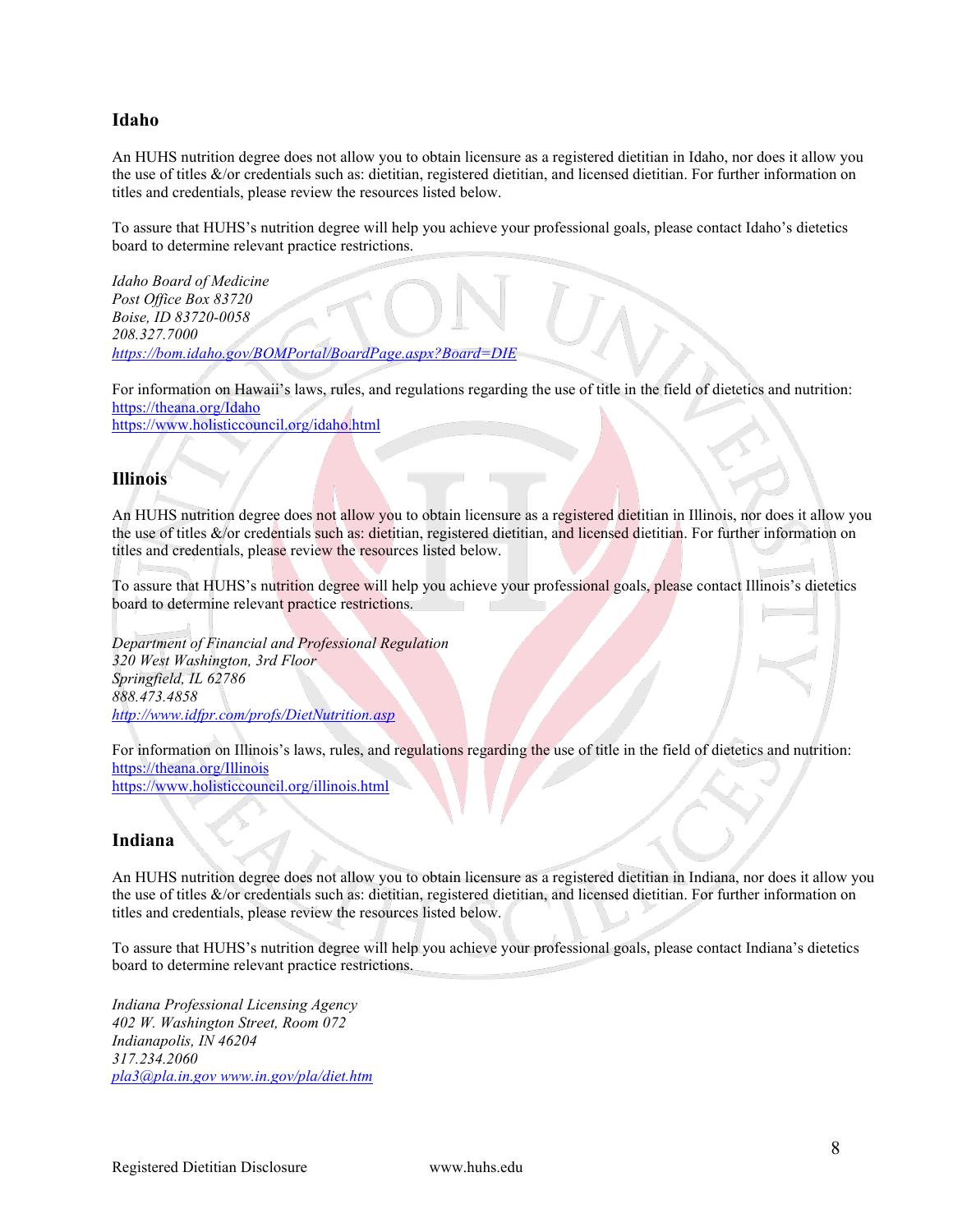## Idaho

An HUHS nutrition degree does not allow you to obtain licensure as a registered dietitian in Idaho, nor does it allow you the use of titles &/or credentials such as: dietitian, registered dietitian, and licensed dietitian. For further information on titles and credentials, please review the resources listed below.

To assure that HUHS's nutrition degree will help you achieve your professional goals, please contact Idaho's dietetics board to determine relevant practice restrictions.

*Idaho Board of Medicine*
*Post Office Box 83720*
*Boise, ID 83720-0058*
*208.327.7000*
*https://bom.idaho.gov/BOMPortal/BoardPage.aspx?Board=DIE*

For information on Hawaii's laws, rules, and regulations regarding the use of title in the field of dietetics and nutrition:
https://theana.org/Idaho
https://www.holisticcouncil.org/idaho.html

## Illinois

An HUHS nutrition degree does not allow you to obtain licensure as a registered dietitian in Illinois, nor does it allow you the use of titles &/or credentials such as: dietitian, registered dietitian, and licensed dietitian. For further information on titles and credentials, please review the resources listed below.

To assure that HUHS's nutrition degree will help you achieve your professional goals, please contact Illinois's dietetics board to determine relevant practice restrictions.

*Department of Financial and Professional Regulation*
*320 West Washington, 3rd Floor*
*Springfield, IL 62786*
*888.473.4858*
*http://www.idfpr.com/profs/DietNutrition.asp*

For information on Illinois's laws, rules, and regulations regarding the use of title in the field of dietetics and nutrition:
https://theana.org/Illinois
https://www.holisticcouncil.org/illinois.html

## Indiana

An HUHS nutrition degree does not allow you to obtain licensure as a registered dietitian in Indiana, nor does it allow you the use of titles &/or credentials such as: dietitian, registered dietitian, and licensed dietitian. For further information on titles and credentials, please review the resources listed below.

To assure that HUHS's nutrition degree will help you achieve your professional goals, please contact Indiana's dietetics board to determine relevant practice restrictions.

*Indiana Professional Licensing Agency*
*402 W. Washington Street, Room 072*
*Indianapolis, IN 46204*
*317.234.2060*
*pla3@pla.in.gov www.in.gov/pla/diet.htm*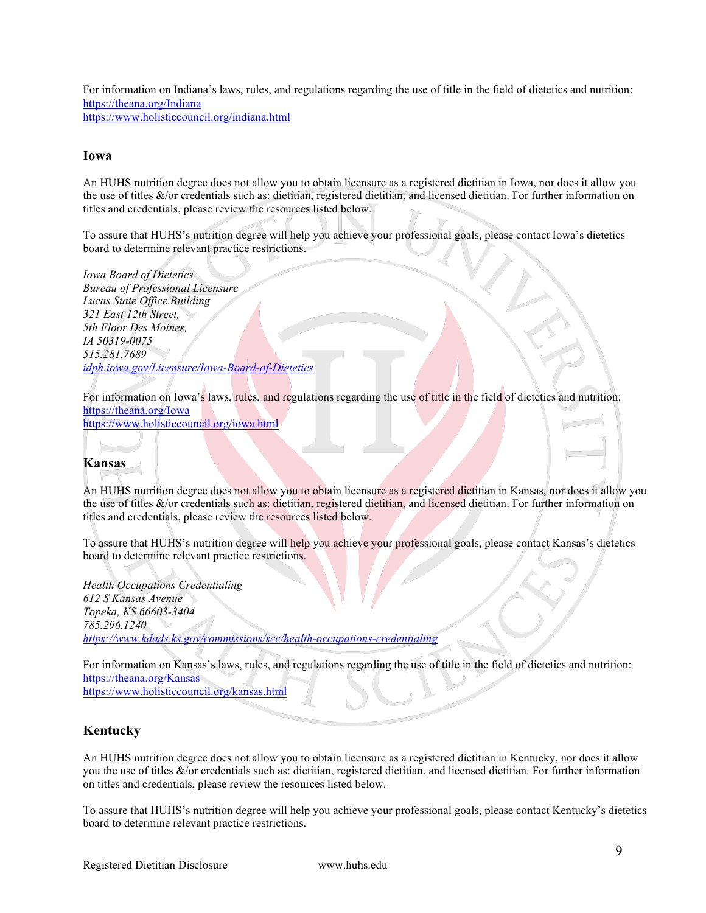For information on Indiana's laws, rules, and regulations regarding the use of title in the field of dietetics and nutrition:
https://theana.org/Indiana
https://www.holisticcouncil.org/indiana.html

## Iowa

An HUHS nutrition degree does not allow you to obtain licensure as a registered dietitian in Iowa, nor does it allow you the use of titles &/or credentials such as: dietitian, registered dietitian, and licensed dietitian. For further information on titles and credentials, please review the resources listed below.

To assure that HUHS's nutrition degree will help you achieve your professional goals, please contact Iowa's dietetics board to determine relevant practice restrictions.

*Iowa Board of Dietetics*
*Bureau of Professional Licensure*
*Lucas State Office Building*
*321 East 12th Street,*
*5th Floor Des Moines,*
*IA 50319-0075*
*515.281.7689*
*idph.iowa.gov/Licensure/Iowa-Board-of-Dietetics*

For information on Iowa's laws, rules, and regulations regarding the use of title in the field of dietetics and nutrition:
https://theana.org/Iowa
https://www.holisticcouncil.org/iowa.html

## Kansas

An HUHS nutrition degree does not allow you to obtain licensure as a registered dietitian in Kansas, nor does it allow you the use of titles &/or credentials such as: dietitian, registered dietitian, and licensed dietitian. For further information on titles and credentials, please review the resources listed below.

To assure that HUHS's nutrition degree will help you achieve your professional goals, please contact Kansas's dietetics board to determine relevant practice restrictions.

*Health Occupations Credentialing*
*612 S Kansas Avenue*
*Topeka, KS 66603-3404*
*785.296.1240*
*https://www.kdads.ks.gov/commissions/scc/health-occupations-credentialing*

For information on Kansas's laws, rules, and regulations regarding the use of title in the field of dietetics and nutrition:
https://theana.org/Kansas
https://www.holisticcouncil.org/kansas.html

## Kentucky

An HUHS nutrition degree does not allow you to obtain licensure as a registered dietitian in Kentucky, nor does it allow you the use of titles &/or credentials such as: dietitian, registered dietitian, and licensed dietitian. For further information on titles and credentials, please review the resources listed below.

To assure that HUHS's nutrition degree will help you achieve your professional goals, please contact Kentucky's dietetics board to determine relevant practice restrictions.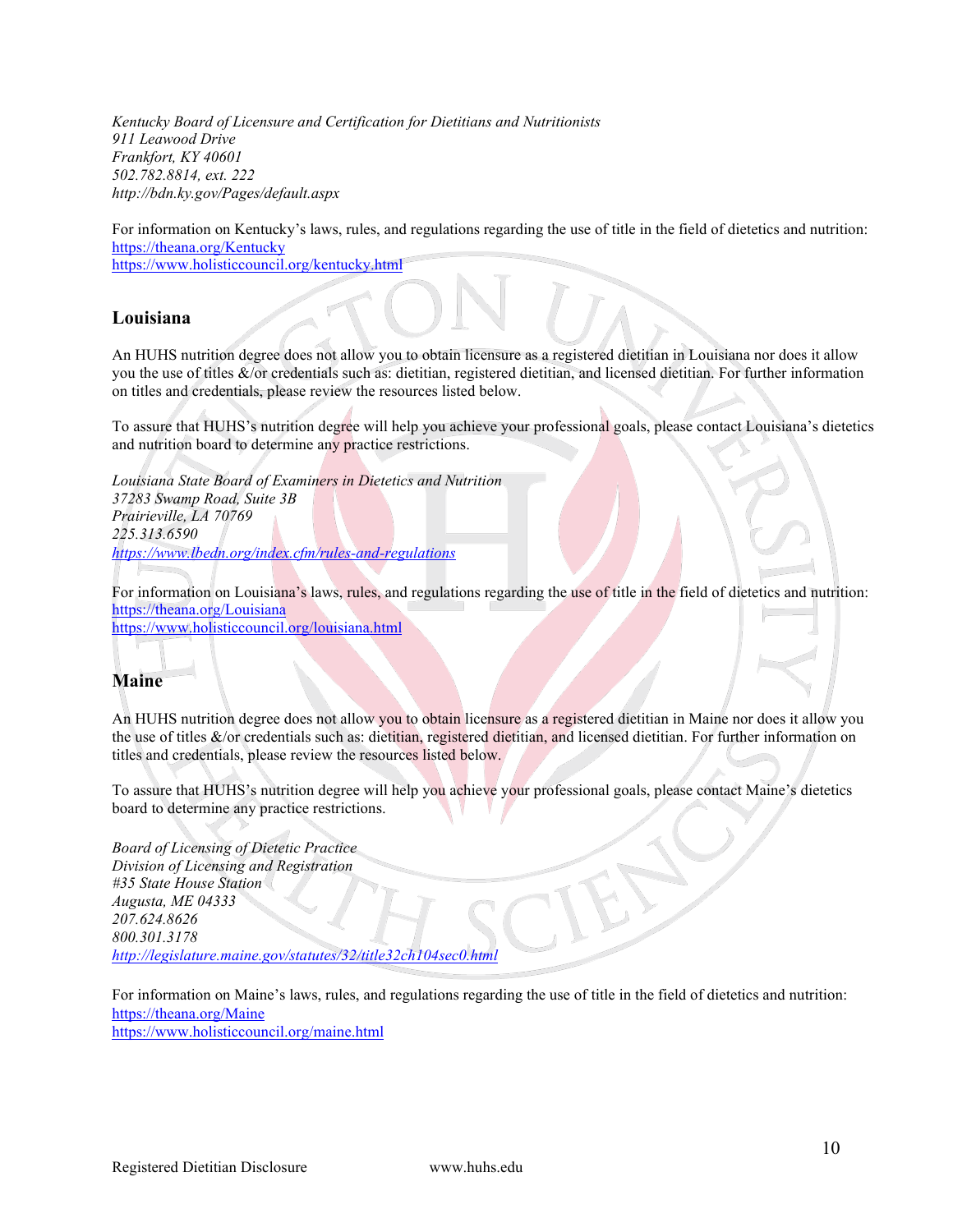*Kentucky Board of Licensure and Certification for Dietitians and Nutritionists*
*911 Leawood Drive*
*Frankfort, KY 40601*
*502.782.8814, ext. 222*
*http://bdn.ky.gov/Pages/default.aspx*

For information on Kentucky's laws, rules, and regulations regarding the use of title in the field of dietetics and nutrition:
https://theana.org/Kentucky
https://www.holisticcouncil.org/kentucky.html

## Louisiana

An HUHS nutrition degree does not allow you to obtain licensure as a registered dietitian in Louisiana nor does it allow you the use of titles &/or credentials such as: dietitian, registered dietitian, and licensed dietitian. For further information on titles and credentials, please review the resources listed below.

To assure that HUHS's nutrition degree will help you achieve your professional goals, please contact Louisiana's dietetics and nutrition board to determine any practice restrictions.

*Louisiana State Board of Examiners in Dietetics and Nutrition*
*37283 Swamp Road, Suite 3B*
*Prairieville, LA 70769*
*225.313.6590*
*https://www.lbedn.org/index.cfm/rules-and-regulations*

For information on Louisiana's laws, rules, and regulations regarding the use of title in the field of dietetics and nutrition:
https://theana.org/Louisiana
https://www.holisticcouncil.org/louisiana.html

## Maine

An HUHS nutrition degree does not allow you to obtain licensure as a registered dietitian in Maine nor does it allow you the use of titles &/or credentials such as: dietitian, registered dietitian, and licensed dietitian. For further information on titles and credentials, please review the resources listed below.

To assure that HUHS's nutrition degree will help you achieve your professional goals, please contact Maine's dietetics board to determine any practice restrictions.

*Board of Licensing of Dietetic Practice*
*Division of Licensing and Registration*
*#35 State House Station*
*Augusta, ME 04333*
*207.624.8626*
*800.301.3178*
*http://legislature.maine.gov/statutes/32/title32ch104sec0.html*

For information on Maine's laws, rules, and regulations regarding the use of title in the field of dietetics and nutrition:
https://theana.org/Maine
https://www.holisticcouncil.org/maine.html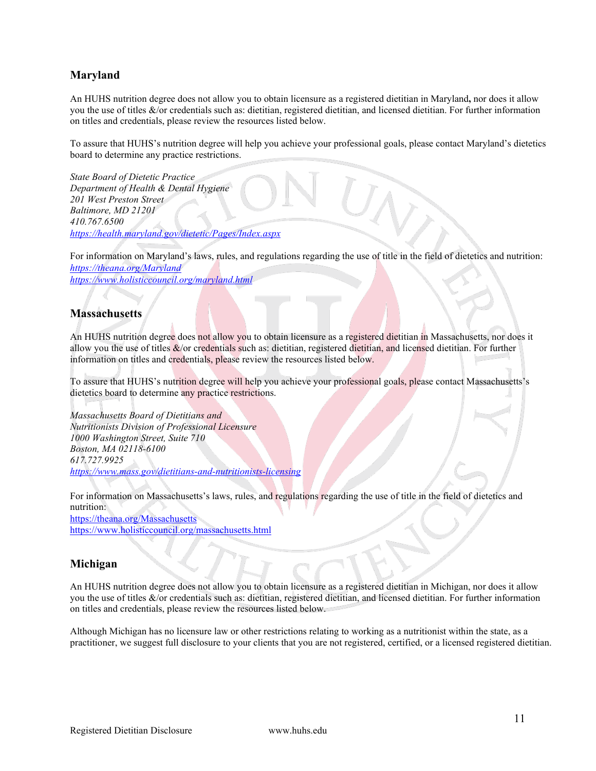## Maryland

An HUHS nutrition degree does not allow you to obtain licensure as a registered dietitian in Maryland**,** nor does it allow you the use of titles &/or credentials such as: dietitian, registered dietitian, and licensed dietitian. For further information on titles and credentials, please review the resources listed below.

To assure that HUHS's nutrition degree will help you achieve your professional goals, please contact Maryland's dietetics board to determine any practice restrictions.

*State Board of Dietetic Practice*
*Department of Health & Dental Hygiene*
*201 West Preston Street*
*Baltimore, MD 21201*
*410.767.6500*
*https://health.maryland.gov/dietetic/Pages/Index.aspx*

For information on Maryland's laws, rules, and regulations regarding the use of title in the field of dietetics and nutrition:
*https://theana.org/Maryland*
*https://www.holisticcouncil.org/maryland.html*

## Massachusetts

An HUHS nutrition degree does not allow you to obtain licensure as a registered dietitian in Massachusetts, nor does it allow you the use of titles &/or credentials such as: dietitian, registered dietitian, and licensed dietitian. For further information on titles and credentials, please review the resources listed below.

To assure that HUHS's nutrition degree will help you achieve your professional goals, please contact Massachusetts's dietetics board to determine any practice restrictions.

*Massachusetts Board of Dietitians and*
*Nutritionists Division of Professional Licensure*
*1000 Washington Street, Suite 710*
*Boston, MA 02118-6100*
*617.727.9925*
*https://www.mass.gov/dietitians-and-nutritionists-licensing*

For information on Massachusetts's laws, rules, and regulations regarding the use of title in the field of dietetics and nutrition:
https://theana.org/Massachusetts
https://www.holisticcouncil.org/massachusetts.html

## Michigan

An HUHS nutrition degree does not allow you to obtain licensure as a registered dietitian in Michigan, nor does it allow you the use of titles &/or credentials such as: dietitian, registered dietitian, and licensed dietitian. For further information on titles and credentials, please review the resources listed below.

Although Michigan has no licensure law or other restrictions relating to working as a nutritionist within the state, as a practitioner, we suggest full disclosure to your clients that you are not registered, certified, or a licensed registered dietitian.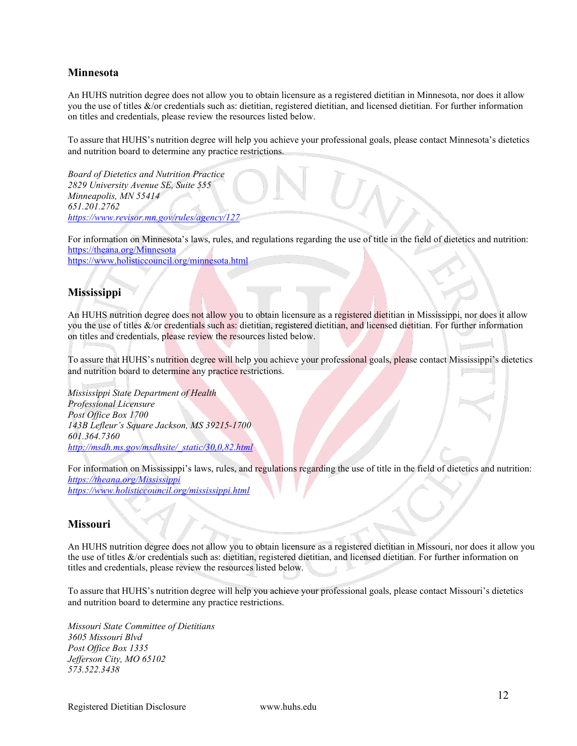## Minnesota

An HUHS nutrition degree does not allow you to obtain licensure as a registered dietitian in Minnesota, nor does it allow you the use of titles &/or credentials such as: dietitian, registered dietitian, and licensed dietitian. For further information on titles and credentials, please review the resources listed below.

To assure that HUHS's nutrition degree will help you achieve your professional goals, please contact Minnesota's dietetics and nutrition board to determine any practice restrictions.

*Board of Dietetics and Nutrition Practice*
*2829 University Avenue SE, Suite 555*
*Minneapolis, MN 55414*
*651.201.2762*
*https://www.revisor.mn.gov/rules/agency/127*

For information on Minnesota's laws, rules, and regulations regarding the use of title in the field of dietetics and nutrition:
https://theana.org/Minnesota
https://www.holisticcouncil.org/minnesota.html

## Mississippi

An HUHS nutrition degree does not allow you to obtain licensure as a registered dietitian in Mississippi, nor does it allow you the use of titles &/or credentials such as: dietitian, registered dietitian, and licensed dietitian. For further information on titles and credentials, please review the resources listed below.

To assure that HUHS's nutrition degree will help you achieve your professional goals, please contact Mississippi's dietetics and nutrition board to determine any practice restrictions.

*Mississippi State Department of Health*
*Professional Licensure*
*Post Office Box 1700*
*143B Lefleur's Square Jackson, MS 39215-1700*
*601.364.7360*
*http://msdh.ms.gov/msdhsite/_static/30,0,82.html*

For information on Mississippi's laws, rules, and regulations regarding the use of title in the field of dietetics and nutrition:
*https://theana.org/Mississippi*
*https://www.holisticcouncil.org/mississippi.html*

## Missouri

An HUHS nutrition degree does not allow you to obtain licensure as a registered dietitian in Missouri, nor does it allow you the use of titles &/or credentials such as: dietitian, registered dietitian, and licensed dietitian. For further information on titles and credentials, please review the resources listed below.

To assure that HUHS's nutrition degree will help you achieve your professional goals, please contact Missouri's dietetics and nutrition board to determine any practice restrictions.

*Missouri State Committee of Dietitians*
*3605 Missouri Blvd*
*Post Office Box 1335*
*Jefferson City, MO 65102*
*573.522.3438*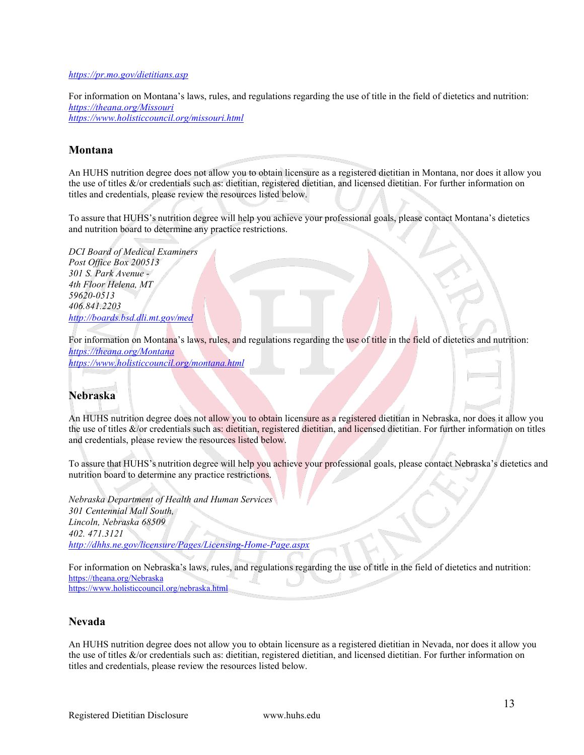*https://pr.mo.gov/dietitians.asp*

For information on Montana's laws, rules, and regulations regarding the use of title in the field of dietetics and nutrition:
*https://theana.org/Missouri*
*https://www.holisticcouncil.org/missouri.html*

## Montana

An HUHS nutrition degree does not allow you to obtain licensure as a registered dietitian in Montana, nor does it allow you the use of titles &/or credentials such as: dietitian, registered dietitian, and licensed dietitian. For further information on titles and credentials, please review the resources listed below.

To assure that HUHS's nutrition degree will help you achieve your professional goals, please contact Montana's dietetics and nutrition board to determine any practice restrictions.

*DCI Board of Medical Examiners*
*Post Office Box 200513*
*301 S. Park Avenue -*
*4th Floor Helena, MT*
*59620-0513*
*406.841.2203*
*http://boards.bsd.dli.mt.gov/med*

For information on Montana's laws, rules, and regulations regarding the use of title in the field of dietetics and nutrition:
*https://theana.org/Montana*
*https://www.holisticcouncil.org/montana.html*

## Nebraska

An HUHS nutrition degree does not allow you to obtain licensure as a registered dietitian in Nebraska, nor does it allow you the use of titles &/or credentials such as: dietitian, registered dietitian, and licensed dietitian. For further information on titles and credentials, please review the resources listed below.

To assure that HUHS's nutrition degree will help you achieve your professional goals, please contact Nebraska's dietetics and nutrition board to determine any practice restrictions.

*Nebraska Department of Health and Human Services*
*301 Centennial Mall South,*
*Lincoln, Nebraska 68509*
*402. 471.3121*
*http://dhhs.ne.gov/licensure/Pages/Licensing-Home-Page.aspx*

For information on Nebraska's laws, rules, and regulations regarding the use of title in the field of dietetics and nutrition:
https://theana.org/Nebraska
https://www.holisticcouncil.org/nebraska.html

## Nevada

An HUHS nutrition degree does not allow you to obtain licensure as a registered dietitian in Nevada, nor does it allow you the use of titles &/or credentials such as: dietitian, registered dietitian, and licensed dietitian. For further information on titles and credentials, please review the resources listed below.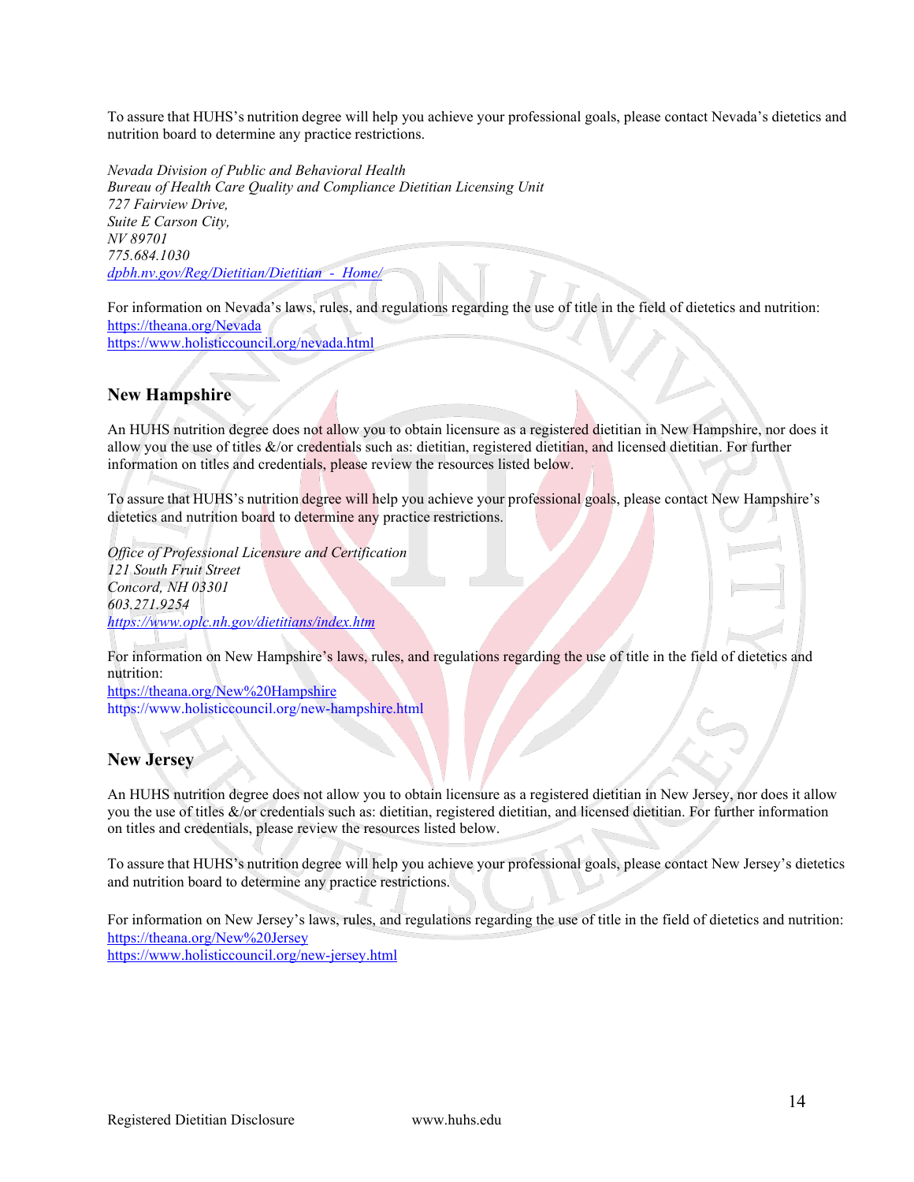To assure that HUHS's nutrition degree will help you achieve your professional goals, please contact Nevada's dietetics and nutrition board to determine any practice restrictions.

*Nevada Division of Public and Behavioral Health*
*Bureau of Health Care Quality and Compliance Dietitian Licensing Unit*
*727 Fairview Drive,*
*Suite E Carson City,*
*NV 89701*
*775.684.1030*
*dpbh.nv.gov/Reg/Dietitian/Dietitian - Home/*

For information on Nevada's laws, rules, and regulations regarding the use of title in the field of dietetics and nutrition:
https://theana.org/Nevada
https://www.holisticcouncil.org/nevada.html

## New Hampshire

An HUHS nutrition degree does not allow you to obtain licensure as a registered dietitian in New Hampshire, nor does it allow you the use of titles &/or credentials such as: dietitian, registered dietitian, and licensed dietitian. For further information on titles and credentials, please review the resources listed below.

To assure that HUHS's nutrition degree will help you achieve your professional goals, please contact New Hampshire's dietetics and nutrition board to determine any practice restrictions.

*Office of Professional Licensure and Certification*
*121 South Fruit Street*
*Concord, NH 03301*
*603.271.9254*
*https://www.oplc.nh.gov/dietitians/index.htm*

For information on New Hampshire's laws, rules, and regulations regarding the use of title in the field of dietetics and nutrition:
https://theana.org/New%20Hampshire
https://www.holisticcouncil.org/new-hampshire.html

## New Jersey

An HUHS nutrition degree does not allow you to obtain licensure as a registered dietitian in New Jersey, nor does it allow you the use of titles &/or credentials such as: dietitian, registered dietitian, and licensed dietitian. For further information on titles and credentials, please review the resources listed below.

To assure that HUHS's nutrition degree will help you achieve your professional goals, please contact New Jersey's dietetics and nutrition board to determine any practice restrictions.

For information on New Jersey's laws, rules, and regulations regarding the use of title in the field of dietetics and nutrition:
https://theana.org/New%20Jersey
https://www.holisticcouncil.org/new-jersey.html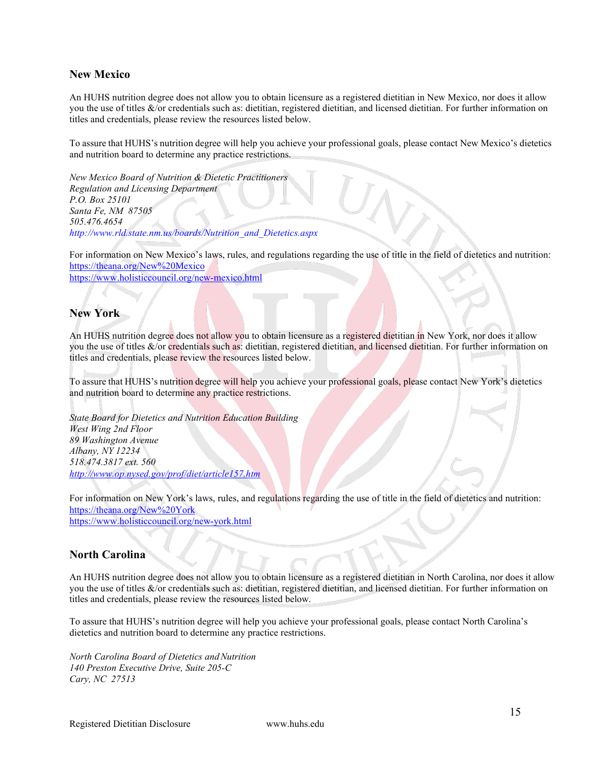## New Mexico

An HUHS nutrition degree does not allow you to obtain licensure as a registered dietitian in New Mexico, nor does it allow you the use of titles &/or credentials such as: dietitian, registered dietitian, and licensed dietitian. For further information on titles and credentials, please review the resources listed below.

To assure that HUHS's nutrition degree will help you achieve your professional goals, please contact New Mexico's dietetics and nutrition board to determine any practice restrictions.

*New Mexico Board of Nutrition & Dietetic Practitioners*
*Regulation and Licensing Department*
*P.O. Box 25101*
*Santa Fe, NM 87505*
*505.476.4654*
*http://www.rld.state.nm.us/boards/Nutrition_and_Dietetics.aspx*

For information on New Mexico's laws, rules, and regulations regarding the use of title in the field of dietetics and nutrition:
https://theana.org/New%20Mexico
https://www.holisticcouncil.org/new-mexico.html

## New York

An HUHS nutrition degree does not allow you to obtain licensure as a registered dietitian in New York, nor does it allow you the use of titles &/or credentials such as: dietitian, registered dietitian, and licensed dietitian. For further information on titles and credentials, please review the resources listed below.

To assure that HUHS's nutrition degree will help you achieve your professional goals, please contact New York's dietetics and nutrition board to determine any practice restrictions.

*State Board for Dietetics and Nutrition Education Building*
*West Wing 2nd Floor*
*89 Washington Avenue*
*Albany, NY 12234*
*518.474.3817 ext. 560*
*http://www.op.nysed.gov/prof/diet/article157.htm*

For information on New York's laws, rules, and regulations regarding the use of title in the field of dietetics and nutrition:
https://theana.org/New%20York
https://www.holisticcouncil.org/new-york.html

## North Carolina

An HUHS nutrition degree does not allow you to obtain licensure as a registered dietitian in North Carolina, nor does it allow you the use of titles &/or credentials such as: dietitian, registered dietitian, and licensed dietitian. For further information on titles and credentials, please review the resources listed below.

To assure that HUHS's nutrition degree will help you achieve your professional goals, please contact North Carolina's dietetics and nutrition board to determine any practice restrictions.

*North Carolina Board of Dietetics and Nutrition*
*140 Preston Executive Drive, Suite 205-C*
*Cary, NC 27513*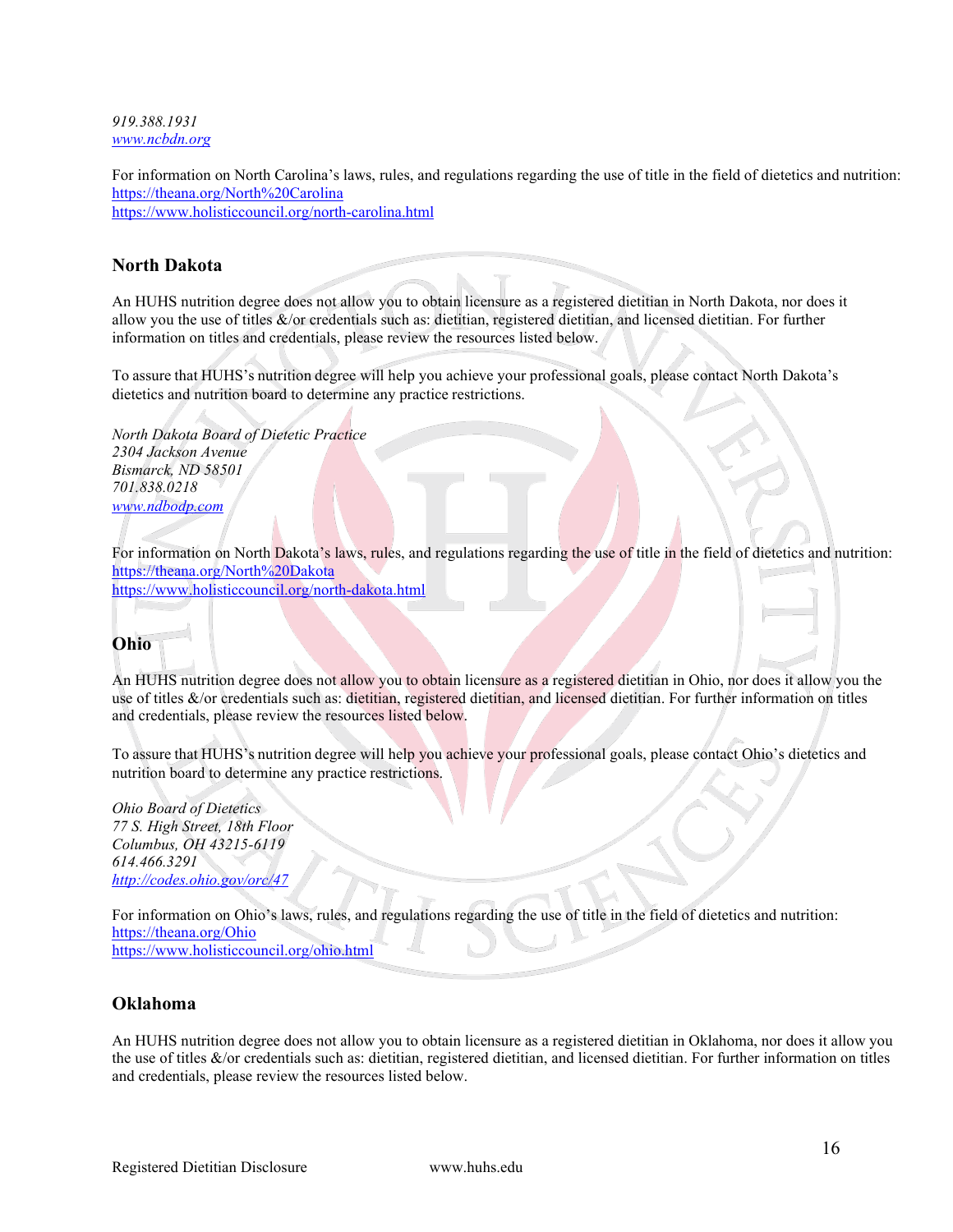*919.388.1931*
*[www.ncbdn.org](www.ncbdn.org)*

For information on North Carolina's laws, rules, and regulations regarding the use of title in the field of dietetics and nutrition:
https://theana.org/North%20Carolina
https://www.holisticcouncil.org/north-carolina.html

## North Dakota

An HUHS nutrition degree does not allow you to obtain licensure as a registered dietitian in North Dakota, nor does it allow you the use of titles &/or credentials such as: dietitian, registered dietitian, and licensed dietitian. For further information on titles and credentials, please review the resources listed below.

To assure that HUHS's nutrition degree will help you achieve your professional goals, please contact North Dakota's dietetics and nutrition board to determine any practice restrictions.

*North Dakota Board of Dietetic Practice*
*2304 Jackson Avenue*
*Bismarck, ND 58501*
*701.838.0218*
*[www.ndbodp.com](www.ndbodp.com)*

For information on North Dakota's laws, rules, and regulations regarding the use of title in the field of dietetics and nutrition:
https://theana.org/North%20Dakota
https://www.holisticcouncil.org/north-dakota.html

## Ohio

An HUHS nutrition degree does not allow you to obtain licensure as a registered dietitian in Ohio, nor does it allow you the use of titles &/or credentials such as: dietitian, registered dietitian, and licensed dietitian. For further information on titles and credentials, please review the resources listed below.

To assure that HUHS's nutrition degree will help you achieve your professional goals, please contact Ohio's dietetics and nutrition board to determine any practice restrictions.

*Ohio Board of Dietetics*
*77 S. High Street, 18th Floor*
*Columbus, OH 43215-6119*
*614.466.3291*
*[http://codes.ohio.gov/orc/47](http://codes.ohio.gov/orc/47)*

For information on Ohio's laws, rules, and regulations regarding the use of title in the field of dietetics and nutrition:
https://theana.org/Ohio
https://www.holisticcouncil.org/ohio.html

## Oklahoma

An HUHS nutrition degree does not allow you to obtain licensure as a registered dietitian in Oklahoma, nor does it allow you the use of titles &/or credentials such as: dietitian, registered dietitian, and licensed dietitian. For further information on titles and credentials, please review the resources listed below.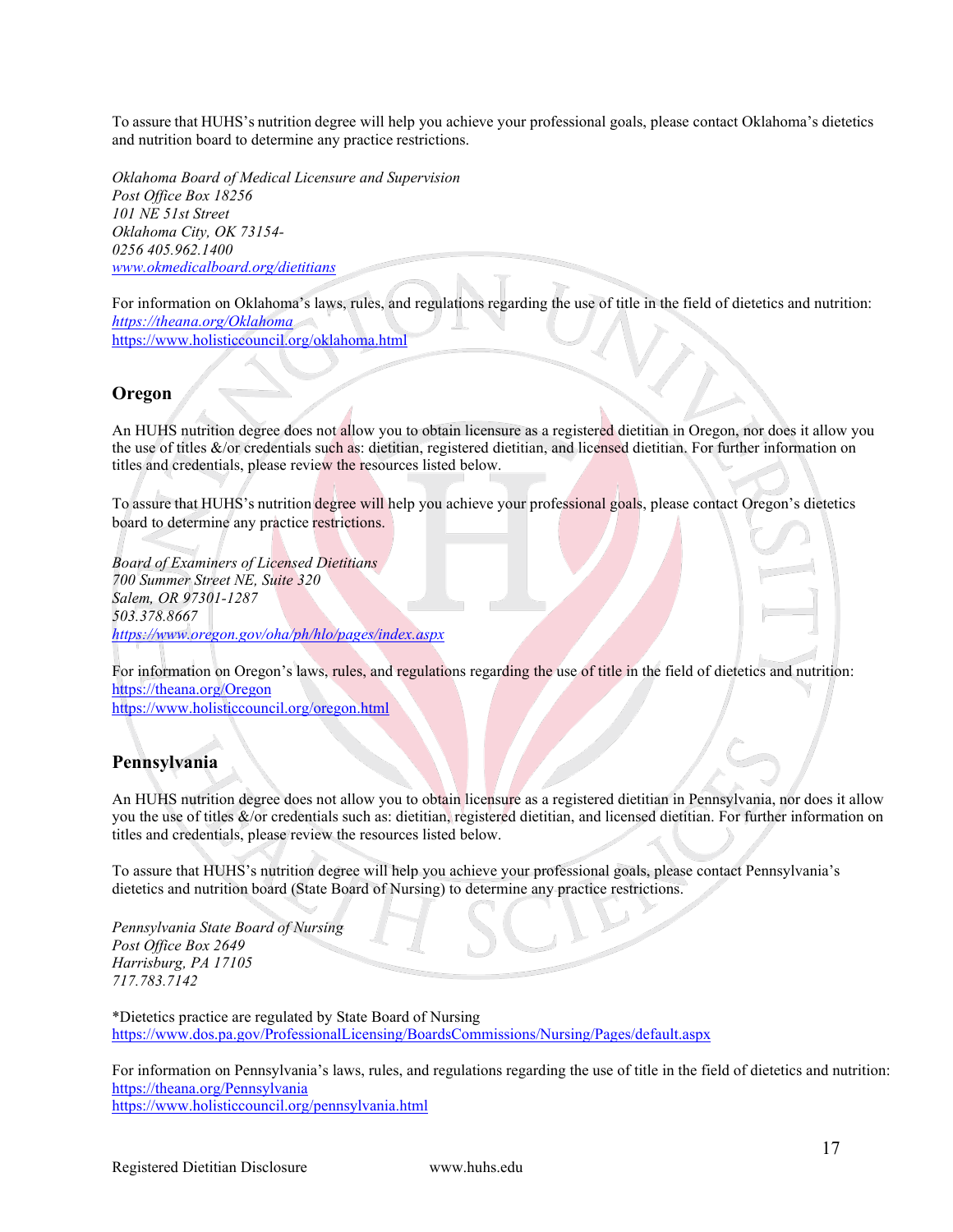To assure that HUHS's nutrition degree will help you achieve your professional goals, please contact Oklahoma's dietetics and nutrition board to determine any practice restrictions.

*Oklahoma Board of Medical Licensure and Supervision*
*Post Office Box 18256*
*101 NE 51st Street*
*Oklahoma City, OK 73154-*
*0256 405.962.1400*
*www.okmedicalboard.org/dietitians*

For information on Oklahoma's laws, rules, and regulations regarding the use of title in the field of dietetics and nutrition:
*https://theana.org/Oklahoma*
https://www.holisticcouncil.org/oklahoma.html

## Oregon

An HUHS nutrition degree does not allow you to obtain licensure as a registered dietitian in Oregon, nor does it allow you the use of titles &/or credentials such as: dietitian, registered dietitian, and licensed dietitian. For further information on titles and credentials, please review the resources listed below.

To assure that HUHS's nutrition degree will help you achieve your professional goals, please contact Oregon's dietetics board to determine any practice restrictions.

*Board of Examiners of Licensed Dietitians*
*700 Summer Street NE, Suite 320*
*Salem, OR 97301-1287*
*503.378.8667*
*https://www.oregon.gov/oha/ph/hlo/pages/index.aspx*

For information on Oregon's laws, rules, and regulations regarding the use of title in the field of dietetics and nutrition:
https://theana.org/Oregon
https://www.holisticcouncil.org/oregon.html

## Pennsylvania

An HUHS nutrition degree does not allow you to obtain licensure as a registered dietitian in Pennsylvania, nor does it allow you the use of titles &/or credentials such as: dietitian, registered dietitian, and licensed dietitian. For further information on titles and credentials, please review the resources listed below.

To assure that HUHS's nutrition degree will help you achieve your professional goals, please contact Pennsylvania's dietetics and nutrition board (State Board of Nursing) to determine any practice restrictions.

*Pennsylvania State Board of Nursing*
*Post Office Box 2649*
*Harrisburg, PA 17105*
*717.783.7142*

*Dietetics practice are regulated by State Board of Nursing
https://www.dos.pa.gov/ProfessionalLicensing/BoardsCommissions/Nursing/Pages/default.aspx

For information on Pennsylvania's laws, rules, and regulations regarding the use of title in the field of dietetics and nutrition:
https://theana.org/Pennsylvania
https://www.holisticcouncil.org/pennsylvania.html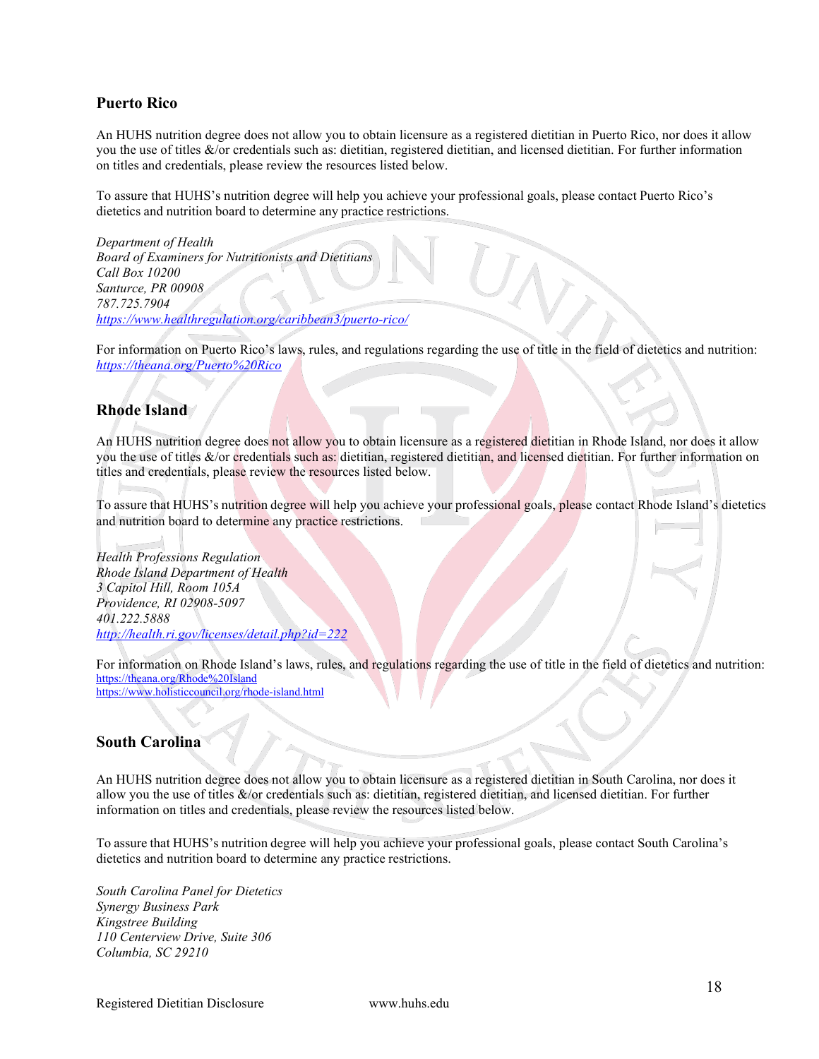## Puerto Rico

An HUHS nutrition degree does not allow you to obtain licensure as a registered dietitian in Puerto Rico, nor does it allow you the use of titles &/or credentials such as: dietitian, registered dietitian, and licensed dietitian. For further information on titles and credentials, please review the resources listed below.

To assure that HUHS's nutrition degree will help you achieve your professional goals, please contact Puerto Rico's dietetics and nutrition board to determine any practice restrictions.

*Department of Health*
*Board of Examiners for Nutritionists and Dietitians*
*Call Box 10200*
*Santurce, PR 00908*
*787.725.7904*
*https://www.healthregulation.org/caribbean3/puerto-rico/*

For information on Puerto Rico's laws, rules, and regulations regarding the use of title in the field of dietetics and nutrition: *https://theana.org/Puerto%20Rico*

## Rhode Island

An HUHS nutrition degree does not allow you to obtain licensure as a registered dietitian in Rhode Island, nor does it allow you the use of titles &/or credentials such as: dietitian, registered dietitian, and licensed dietitian. For further information on titles and credentials, please review the resources listed below.

To assure that HUHS's nutrition degree will help you achieve your professional goals, please contact Rhode Island's dietetics and nutrition board to determine any practice restrictions.

*Health Professions Regulation*
*Rhode Island Department of Health*
*3 Capitol Hill, Room 105A*
*Providence, RI 02908-5097*
*401.222.5888*
*http://health.ri.gov/licenses/detail.php?id=222*

For information on Rhode Island's laws, rules, and regulations regarding the use of title in the field of dietetics and nutrition:
https://theana.org/Rhode%20Island
https://www.holisticcouncil.org/rhode-island.html

## South Carolina

An HUHS nutrition degree does not allow you to obtain licensure as a registered dietitian in South Carolina, nor does it allow you the use of titles &/or credentials such as: dietitian, registered dietitian, and licensed dietitian. For further information on titles and credentials, please review the resources listed below.

To assure that HUHS's nutrition degree will help you achieve your professional goals, please contact South Carolina's dietetics and nutrition board to determine any practice restrictions.

*South Carolina Panel for Dietetics*
*Synergy Business Park*
*Kingstree Building*
*110 Centerview Drive, Suite 306*
*Columbia, SC 29210*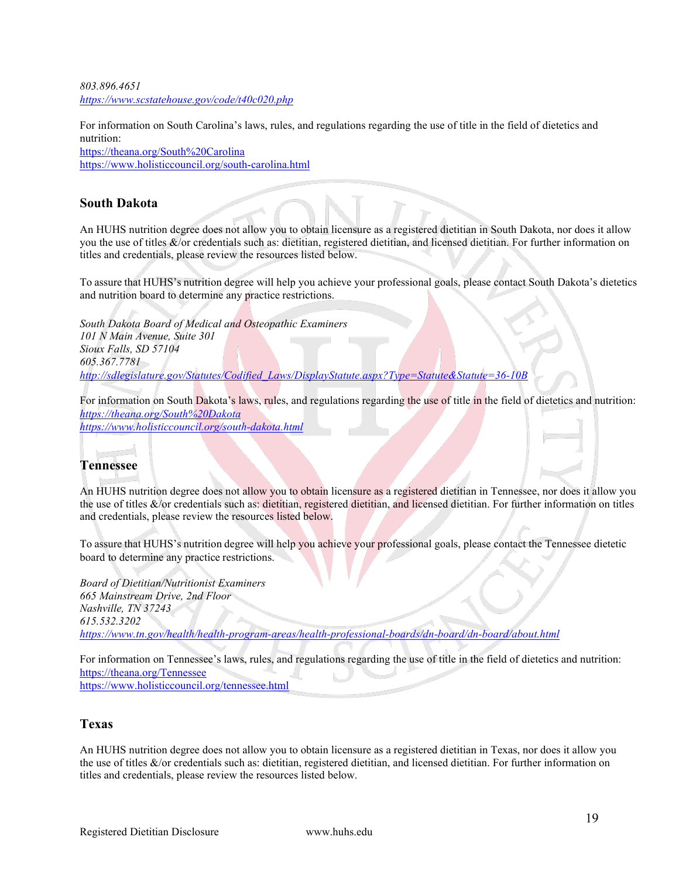*803.896.4651*
*https://www.scstatehouse.gov/code/t40c020.php*

For information on South Carolina's laws, rules, and regulations regarding the use of title in the field of dietetics and nutrition:
https://theana.org/South%20Carolina
https://www.holisticcouncil.org/south-carolina.html

## South Dakota

An HUHS nutrition degree does not allow you to obtain licensure as a registered dietitian in South Dakota, nor does it allow you the use of titles &/or credentials such as: dietitian, registered dietitian, and licensed dietitian. For further information on titles and credentials, please review the resources listed below.

To assure that HUHS's nutrition degree will help you achieve your professional goals, please contact South Dakota's dietetics and nutrition board to determine any practice restrictions.

*South Dakota Board of Medical and Osteopathic Examiners*
*101 N Main Avenue, Suite 301*
*Sioux Falls, SD 57104*
*605.367.7781*
*http://sdlegislature.gov/Statutes/Codified_Laws/DisplayStatute.aspx?Type=Statute&Statute=36-10B*

For information on South Dakota's laws, rules, and regulations regarding the use of title in the field of dietetics and nutrition:
*https://theana.org/South%20Dakota*
*https://www.holisticcouncil.org/south-dakota.html*

## Tennessee

An HUHS nutrition degree does not allow you to obtain licensure as a registered dietitian in Tennessee, nor does it allow you the use of titles &/or credentials such as: dietitian, registered dietitian, and licensed dietitian. For further information on titles and credentials, please review the resources listed below.

To assure that HUHS's nutrition degree will help you achieve your professional goals, please contact the Tennessee dietetic board to determine any practice restrictions.

*Board of Dietitian/Nutritionist Examiners*
*665 Mainstream Drive, 2nd Floor*
*Nashville, TN 37243*
*615.532.3202*
*https://www.tn.gov/health/health-program-areas/health-professional-boards/dn-board/dn-board/about.html*

For information on Tennessee's laws, rules, and regulations regarding the use of title in the field of dietetics and nutrition:
https://theana.org/Tennessee
https://www.holisticcouncil.org/tennessee.html

## Texas

An HUHS nutrition degree does not allow you to obtain licensure as a registered dietitian in Texas, nor does it allow you the use of titles &/or credentials such as: dietitian, registered dietitian, and licensed dietitian. For further information on titles and credentials, please review the resources listed below.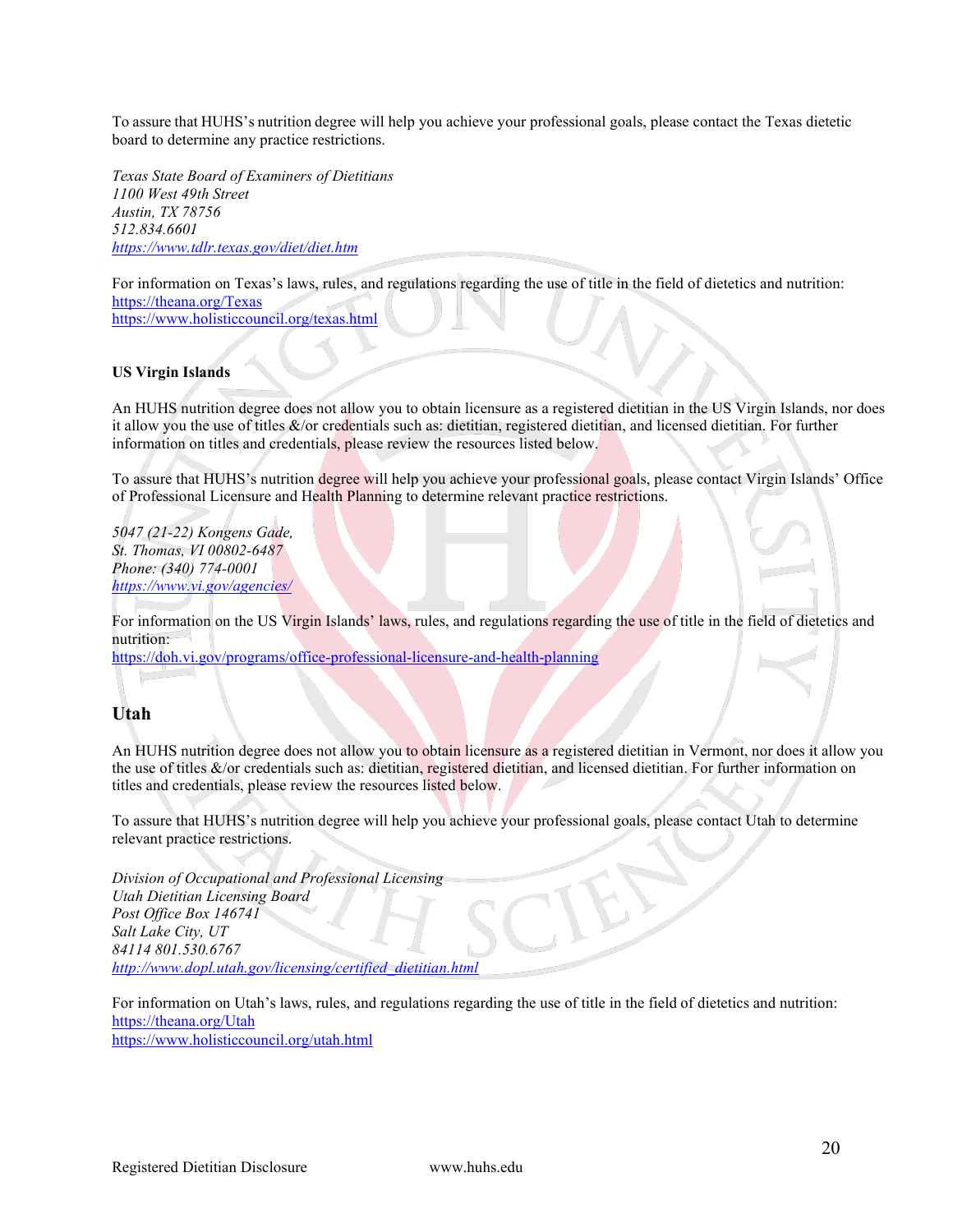To assure that HUHS's nutrition degree will help you achieve your professional goals, please contact the Texas dietetic board to determine any practice restrictions.

*Texas State Board of Examiners of Dietitians*
*1100 West 49th Street*
*Austin, TX 78756*
*512.834.6601*
*https://www.tdlr.texas.gov/diet/diet.htm*

For information on Texas's laws, rules, and regulations regarding the use of title in the field of dietetics and nutrition:
https://theana.org/Texas
https://www.holisticcouncil.org/texas.html

**US Virgin Islands**

An HUHS nutrition degree does not allow you to obtain licensure as a registered dietitian in the US Virgin Islands, nor does it allow you the use of titles &/or credentials such as: dietitian, registered dietitian, and licensed dietitian. For further information on titles and credentials, please review the resources listed below.

To assure that HUHS's nutrition degree will help you achieve your professional goals, please contact Virgin Islands' Office of Professional Licensure and Health Planning to determine relevant practice restrictions.

*5047 (21-22) Kongens Gade,*
*St. Thomas, VI 00802-6487*
*Phone: (340) 774-0001*
*https://www.vi.gov/agencies/*

For information on the US Virgin Islands' laws, rules, and regulations regarding the use of title in the field of dietetics and nutrition:
https://doh.vi.gov/programs/office-professional-licensure-and-health-planning

## Utah

An HUHS nutrition degree does not allow you to obtain licensure as a registered dietitian in Vermont, nor does it allow you the use of titles &/or credentials such as: dietitian, registered dietitian, and licensed dietitian. For further information on titles and credentials, please review the resources listed below.

To assure that HUHS's nutrition degree will help you achieve your professional goals, please contact Utah to determine relevant practice restrictions.

*Division of Occupational and Professional Licensing*
*Utah Dietitian Licensing Board*
*Post Office Box 146741*
*Salt Lake City, UT*
*84114 801.530.6767*
*http://www.dopl.utah.gov/licensing/certified_dietitian.html*

For information on Utah's laws, rules, and regulations regarding the use of title in the field of dietetics and nutrition:
https://theana.org/Utah
https://www.holisticcouncil.org/utah.html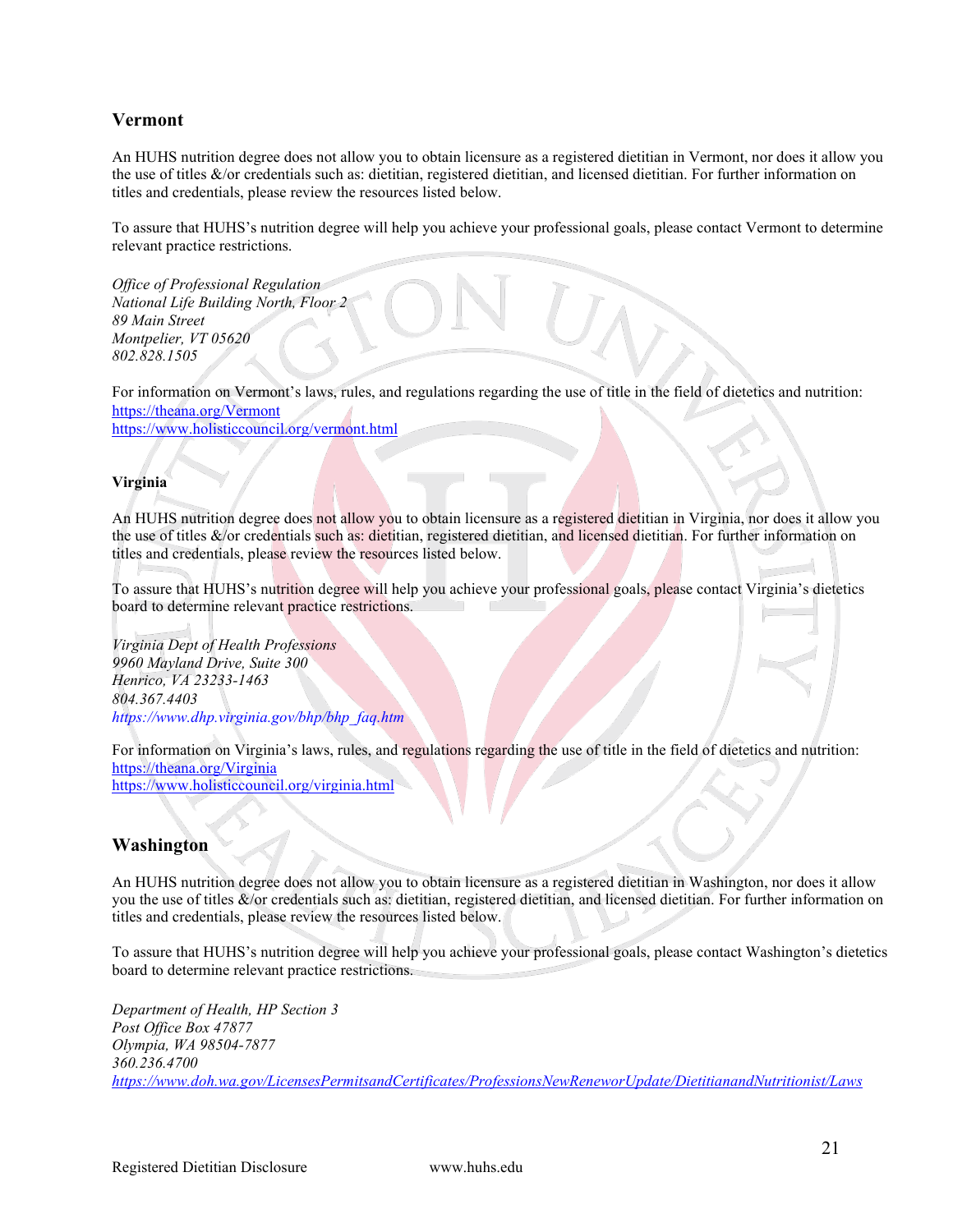## Vermont

An HUHS nutrition degree does not allow you to obtain licensure as a registered dietitian in Vermont, nor does it allow you the use of titles &/or credentials such as: dietitian, registered dietitian, and licensed dietitian. For further information on titles and credentials, please review the resources listed below.

To assure that HUHS's nutrition degree will help you achieve your professional goals, please contact Vermont to determine relevant practice restrictions.

*Office of Professional Regulation*
*National Life Building North, Floor 2*
*89 Main Street*
*Montpelier, VT 05620*
*802.828.1505*

For information on Vermont's laws, rules, and regulations regarding the use of title in the field of dietetics and nutrition:
https://theana.org/Vermont
https://www.holisticcouncil.org/vermont.html

### Virginia

An HUHS nutrition degree does not allow you to obtain licensure as a registered dietitian in Virginia, nor does it allow you the use of titles &/or credentials such as: dietitian, registered dietitian, and licensed dietitian. For further information on titles and credentials, please review the resources listed below.

To assure that HUHS's nutrition degree will help you achieve your professional goals, please contact Virginia's dietetics board to determine relevant practice restrictions.

*Virginia Dept of Health Professions*
*9960 Mayland Drive, Suite 300*
*Henrico, VA 23233-1463*
*804.367.4403*
*https://www.dhp.virginia.gov/bhp/bhp_faq.htm*

For information on Virginia's laws, rules, and regulations regarding the use of title in the field of dietetics and nutrition:
https://theana.org/Virginia
https://www.holisticcouncil.org/virginia.html

## Washington

An HUHS nutrition degree does not allow you to obtain licensure as a registered dietitian in Washington, nor does it allow you the use of titles &/or credentials such as: dietitian, registered dietitian, and licensed dietitian. For further information on titles and credentials, please review the resources listed below.

To assure that HUHS's nutrition degree will help you achieve your professional goals, please contact Washington's dietetics board to determine relevant practice restrictions.

*Department of Health, HP Section 3*
*Post Office Box 47877*
*Olympia, WA 98504-7877*
*360.236.4700*
*https://www.doh.wa.gov/LicensesPermitsandCertificates/ProfessionsNewReneworUpdate/DietitianandNutritionist/Laws*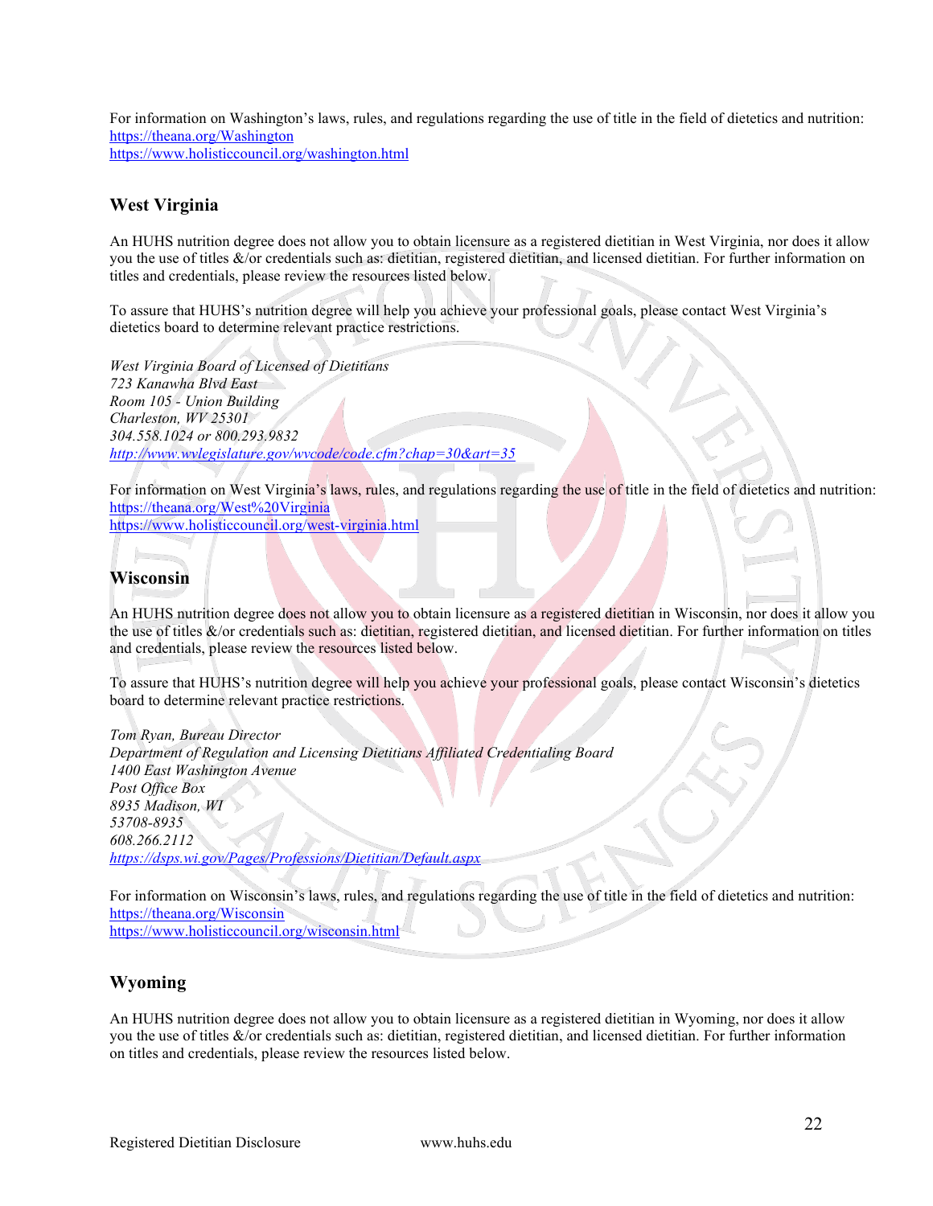For information on Washington's laws, rules, and regulations regarding the use of title in the field of dietetics and nutrition:
https://theana.org/Washington
https://www.holisticcouncil.org/washington.html

## West Virginia

An HUHS nutrition degree does not allow you to obtain licensure as a registered dietitian in West Virginia, nor does it allow you the use of titles &/or credentials such as: dietitian, registered dietitian, and licensed dietitian. For further information on titles and credentials, please review the resources listed below.

To assure that HUHS's nutrition degree will help you achieve your professional goals, please contact West Virginia's dietetics board to determine relevant practice restrictions.

*West Virginia Board of Licensed of Dietitians*
*723 Kanawha Blvd East*
*Room 105 - Union Building*
*Charleston, WV 25301*
*304.558.1024 or 800.293.9832*
*http://www.wvlegislature.gov/wvcode/code.cfm?chap=30&art=35*

For information on West Virginia's laws, rules, and regulations regarding the use of title in the field of dietetics and nutrition:
https://theana.org/West%20Virginia
https://www.holisticcouncil.org/west-virginia.html

## Wisconsin

An HUHS nutrition degree does not allow you to obtain licensure as a registered dietitian in Wisconsin, nor does it allow you the use of titles &/or credentials such as: dietitian, registered dietitian, and licensed dietitian. For further information on titles and credentials, please review the resources listed below.

To assure that HUHS's nutrition degree will help you achieve your professional goals, please contact Wisconsin's dietetics board to determine relevant practice restrictions.

*Tom Ryan, Bureau Director*
*Department of Regulation and Licensing Dietitians Affiliated Credentialing Board*
*1400 East Washington Avenue*
*Post Office Box*
*8935 Madison, WI*
*53708-8935*
*608.266.2112*
*https://dsps.wi.gov/Pages/Professions/Dietitian/Default.aspx*

For information on Wisconsin's laws, rules, and regulations regarding the use of title in the field of dietetics and nutrition:
https://theana.org/Wisconsin
https://www.holisticcouncil.org/wisconsin.html

## Wyoming

An HUHS nutrition degree does not allow you to obtain licensure as a registered dietitian in Wyoming, nor does it allow you the use of titles &/or credentials such as: dietitian, registered dietitian, and licensed dietitian. For further information on titles and credentials, please review the resources listed below.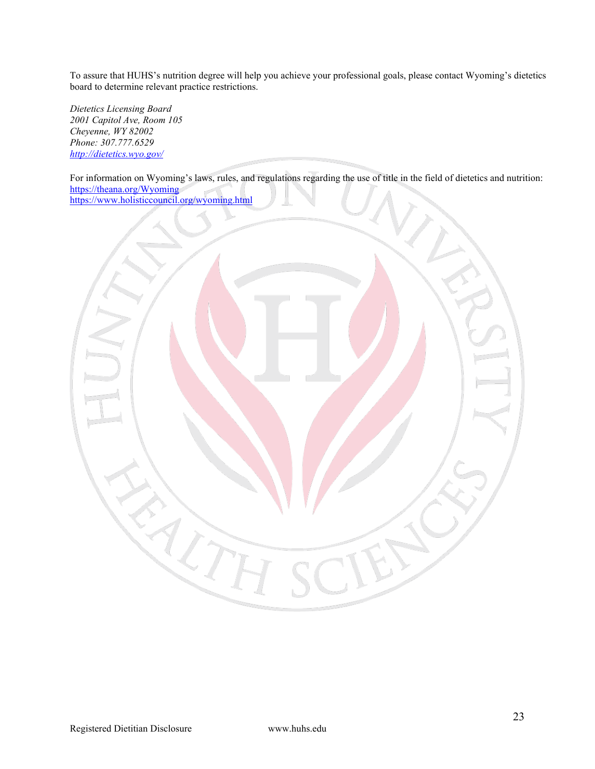To assure that HUHS's nutrition degree will help you achieve your professional goals, please contact Wyoming's dietetics board to determine relevant practice restrictions.

*Dietetics Licensing Board*
*2001 Capitol Ave, Room 105*
*Cheyenne, WY 82002*
*Phone: 307.777.6529*
*http://dietetics.wyo.gov/*

For information on Wyoming's laws, rules, and regulations regarding the use of title in the field of dietetics and nutrition:
https://theana.org/Wyoming
https://www.holisticcouncil.org/wyoming.html